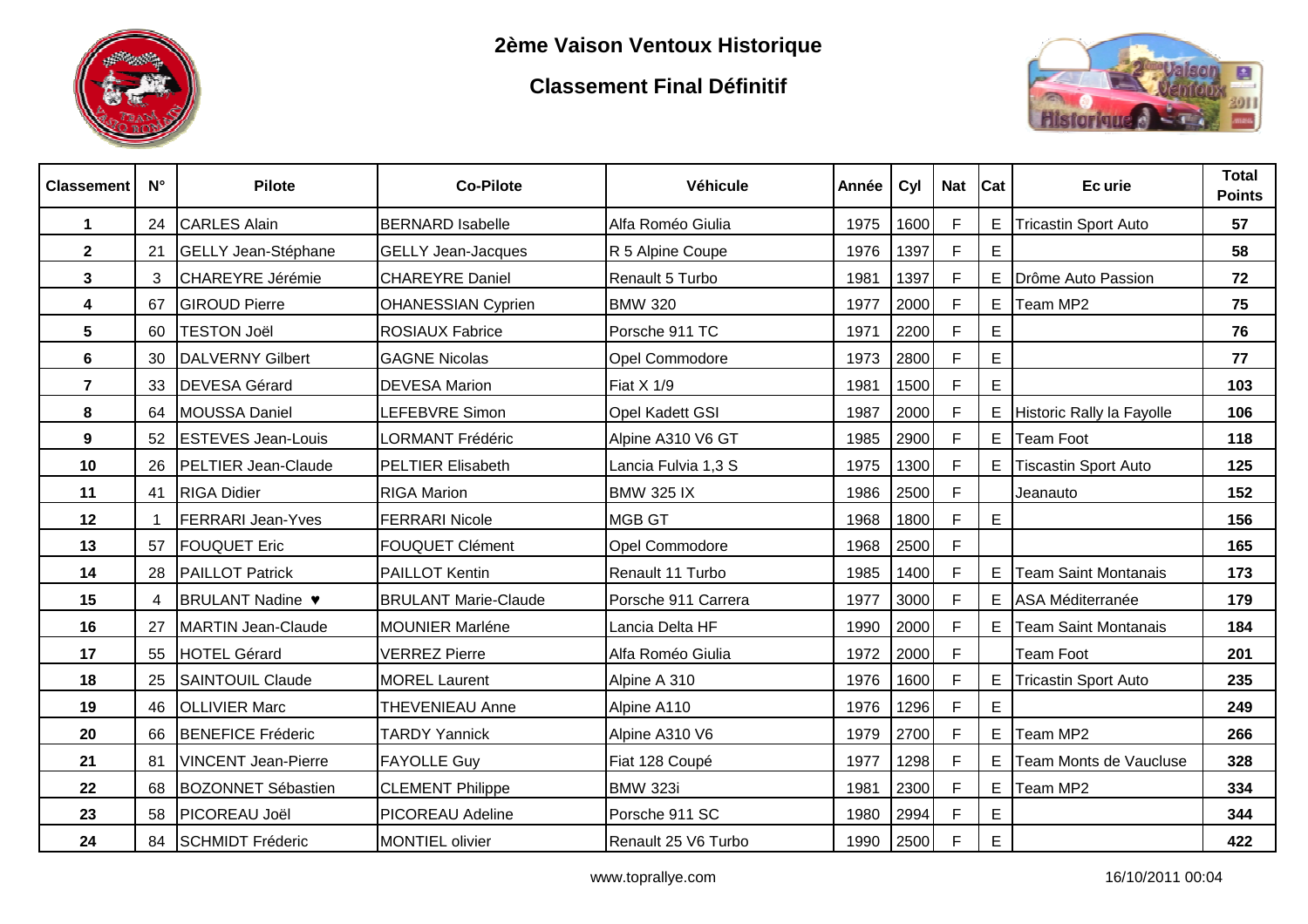# 2ème Vaison Ventoux Historique

## Classement Final Définitif

| Classement | N° | Pilote | Co-Pilote | Véhicule | Année | Cyl | Nat | Cat | Ec urie | Total Points |
|---|---|---|---|---|---|---|---|---|---|---|
| 1 | 24 | CARLES Alain | BERNARD Isabelle | Alfa Roméo Giulia | 1975 | 1600 | F | E | Tricastin Sport Auto | 57 |
| 2 | 21 | GELLY Jean-Stéphane | GELLY Jean-Jacques | R 5 Alpine Coupe | 1976 | 1397 | F | E | | 58 |
| 3 | 3 | CHAREYRE Jérémie | CHAREYRE Daniel | Renault 5 Turbo | 1981 | 1397 | F | E | Drôme Auto Passion | 72 |
| 4 | 67 | GIROUD Pierre | OHANESSIAN Cyprien | BMW 320 | 1977 | 2000 | F | E | Team MP2 | 75 |
| 5 | 60 | TESTON Joël | ROSIAUX Fabrice | Porsche 911 TC | 1971 | 2200 | F | E | | 76 |
| 6 | 30 | DALVERNY Gilbert | GAGNE Nicolas | Opel Commodore | 1973 | 2800 | F | E | | 77 |
| 7 | 33 | DEVESA Gérard | DEVESA Marion | Fiat X 1/9 | 1981 | 1500 | F | E | | 103 |
| 8 | 64 | MOUSSA Daniel | LEFEBVRE Simon | Opel Kadett GSI | 1987 | 2000 | F | E | Historic Rally la Fayolle | 106 |
| 9 | 52 | ESTEVES Jean-Louis | LORMANT Frédéric | Alpine A310 V6 GT | 1985 | 2900 | F | E | Team Foot | 118 |
| 10 | 26 | PELTIER Jean-Claude | PELTIER Elisabeth | Lancia Fulvia 1,3 S | 1975 | 1300 | F | E | Tiscastin Sport Auto | 125 |
| 11 | 41 | RIGA Didier | RIGA Marion | BMW 325 IX | 1986 | 2500 | F | | Jeanauto | 152 |
| 12 | 1 | FERRARI Jean-Yves | FERRARI Nicole | MGB GT | 1968 | 1800 | F | E | | 156 |
| 13 | 57 | FOUQUET Eric | FOUQUET Clément | Opel Commodore | 1968 | 2500 | F | | | 165 |
| 14 | 28 | PAILLOT Patrick | PAILLOT Kentin | Renault 11 Turbo | 1985 | 1400 | F | E | Team Saint Montanais | 173 |
| 15 | 4 | BRULANT Nadine ♥ | BRULANT Marie-Claude | Porsche 911 Carrera | 1977 | 3000 | F | E | ASA Méditerranée | 179 |
| 16 | 27 | MARTIN Jean-Claude | MOUNIER Marléne | Lancia Delta HF | 1990 | 2000 | F | E | Team Saint Montanais | 184 |
| 17 | 55 | HOTEL Gérard | VERREZ Pierre | Alfa Roméo Giulia | 1972 | 2000 | F | | Team Foot | 201 |
| 18 | 25 | SAINTOUIL Claude | MOREL Laurent | Alpine A 310 | 1976 | 1600 | F | E | Tricastin Sport Auto | 235 |
| 19 | 46 | OLLIVIER Marc | THEVENIEAU Anne | Alpine A110 | 1976 | 1296 | F | E | | 249 |
| 20 | 66 | BENEFICE Fréderic | TARDY Yannick | Alpine A310 V6 | 1979 | 2700 | F | E | Team MP2 | 266 |
| 21 | 81 | VINCENT Jean-Pierre | FAYOLLE Guy | Fiat 128 Coupé | 1977 | 1298 | F | E | Team Monts de Vaucluse | 328 |
| 22 | 68 | BOZONNET Sébastien | CLEMENT Philippe | BMW 323i | 1981 | 2300 | F | E | Team MP2 | 334 |
| 23 | 58 | PICOREAU Joël | PICOREAU Adeline | Porsche 911 SC | 1980 | 2994 | F | E | | 344 |
| 24 | 84 | SCHMIDT Fréderic | MONTIEL olivier | Renault 25 V6 Turbo | 1990 | 2500 | F | E | | 422 |

www.toprallye.com 16/10/2011 00:04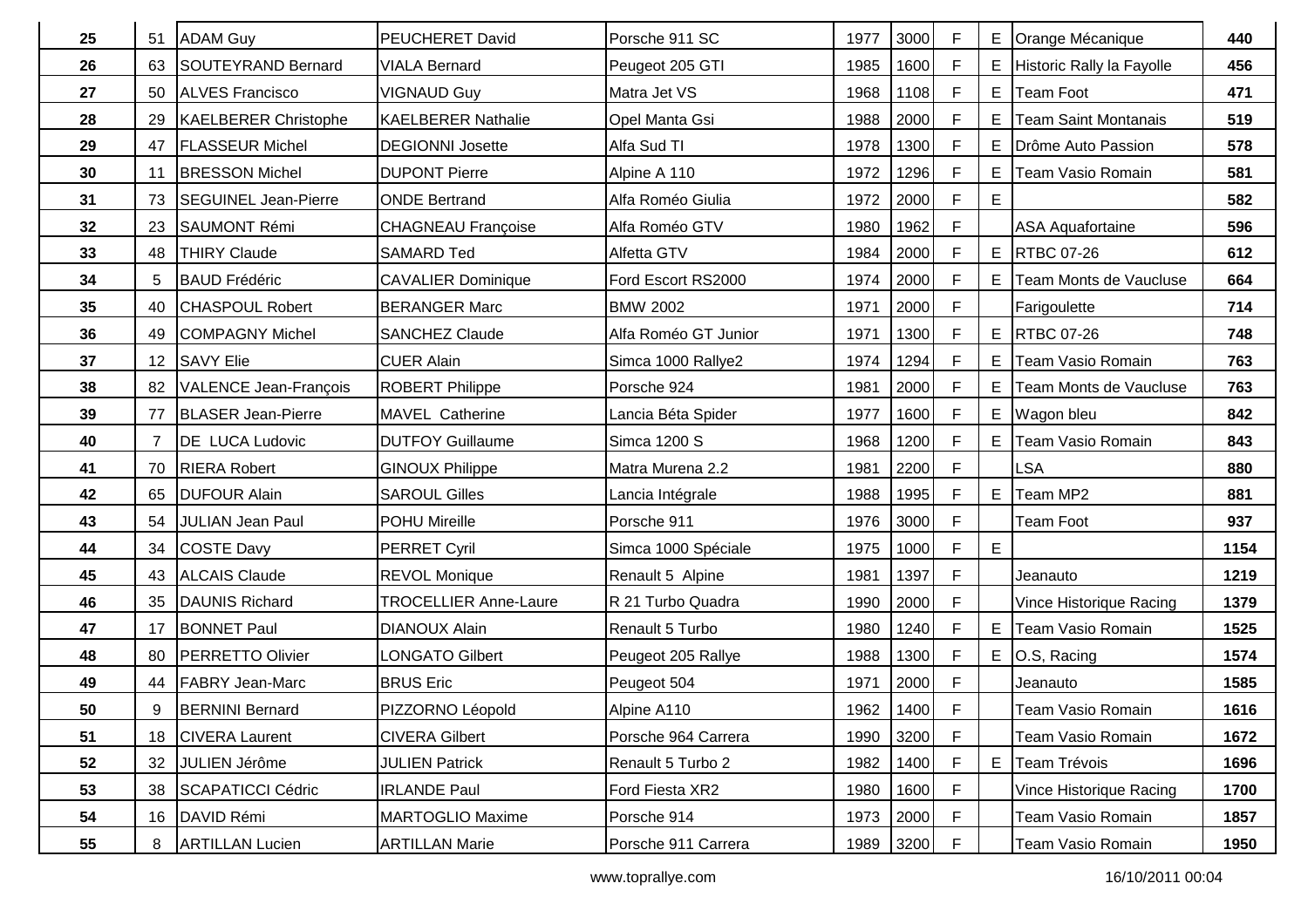| | | | | | | | | | | |
|---|---|---|---|---|---|---|---|---|---|---|
| **25** | 51 | ADAM Guy | PEUCHERET David | Porsche 911 SC | 1977 | 3000 | F | E | Orange Mécanique | **440** |
| **26** | 63 | SOUTEYRAND Bernard | VIALA Bernard | Peugeot 205 GTI | 1985 | 1600 | F | E | Historic Rally la Fayolle | **456** |
| **27** | 50 | ALVES Francisco | VIGNAUD Guy | Matra Jet VS | 1968 | 1108 | F | E | Team Foot | **471** |
| **28** | 29 | KAELBERER Christophe | KAELBERER Nathalie | Opel Manta Gsi | 1988 | 2000 | F | E | Team Saint Montanais | **519** |
| **29** | 47 | FLASSEUR Michel | DEGIONNI Josette | Alfa Sud TI | 1978 | 1300 | F | E | Drôme Auto Passion | **578** |
| **30** | 11 | BRESSON Michel | DUPONT Pierre | Alpine A 110 | 1972 | 1296 | F | E | Team Vasio Romain | **581** |
| **31** | 73 | SEGUINEL Jean-Pierre | ONDE Bertrand | Alfa Roméo Giulia | 1972 | 2000 | F | E | | **582** |
| **32** | 23 | SAUMONT Rémi | CHAGNEAU Françoise | Alfa Roméo GTV | 1980 | 1962 | F | | ASA Aquafortaine | **596** |
| **33** | 48 | THIRY Claude | SAMARD Ted | Alfetta GTV | 1984 | 2000 | F | E | RTBC 07-26 | **612** |
| **34** | 5 | BAUD Frédéric | CAVALIER Dominique | Ford Escort RS2000 | 1974 | 2000 | F | E | Team Monts de Vaucluse | **664** |
| **35** | 40 | CHASPOUL Robert | BERANGER Marc | BMW 2002 | 1971 | 2000 | F | | Farigoulette | **714** |
| **36** | 49 | COMPAGNY Michel | SANCHEZ Claude | Alfa Roméo GT Junior | 1971 | 1300 | F | E | RTBC 07-26 | **748** |
| **37** | 12 | SAVY Elie | CUER Alain | Simca 1000 Rallye2 | 1974 | 1294 | F | E | Team Vasio Romain | **763** |
| **38** | 82 | VALENCE Jean-François | ROBERT Philippe | Porsche 924 | 1981 | 2000 | F | E | Team Monts de Vaucluse | **763** |
| **39** | 77 | BLASER Jean-Pierre | MAVEL Catherine | Lancia Béta Spider | 1977 | 1600 | F | E | Wagon bleu | **842** |
| **40** | 7 | DE LUCA Ludovic | DUTFOY Guillaume | Simca 1200 S | 1968 | 1200 | F | E | Team Vasio Romain | **843** |
| **41** | 70 | RIERA Robert | GINOUX Philippe | Matra Murena 2.2 | 1981 | 2200 | F | | LSA | **880** |
| **42** | 65 | DUFOUR Alain | SAROUL Gilles | Lancia Intégrale | 1988 | 1995 | F | E | Team MP2 | **881** |
| **43** | 54 | JULIAN Jean Paul | POHU Mireille | Porsche 911 | 1976 | 3000 | F | | Team Foot | **937** |
| **44** | 34 | COSTE Davy | PERRET Cyril | Simca 1000 Spéciale | 1975 | 1000 | F | E | | **1154** |
| **45** | 43 | ALCAIS Claude | REVOL Monique | Renault 5 Alpine | 1981 | 1397 | F | | Jeanauto | **1219** |
| **46** | 35 | DAUNIS Richard | TROCELLIER Anne-Laure | R 21 Turbo Quadra | 1990 | 2000 | F | | Vince Historique Racing | **1379** |
| **47** | 17 | BONNET Paul | DIANOUX Alain | Renault 5 Turbo | 1980 | 1240 | F | E | Team Vasio Romain | **1525** |
| **48** | 80 | PERRETTO Olivier | LONGATO Gilbert | Peugeot 205 Rallye | 1988 | 1300 | F | E | O.S, Racing | **1574** |
| **49** | 44 | FABRY Jean-Marc | BRUS Eric | Peugeot 504 | 1971 | 2000 | F | | Jeanauto | **1585** |
| **50** | 9 | BERNINI Bernard | PIZZORNO Léopold | Alpine A110 | 1962 | 1400 | F | | Team Vasio Romain | **1616** |
| **51** | 18 | CIVERA Laurent | CIVERA Gilbert | Porsche 964 Carrera | 1990 | 3200 | F | | Team Vasio Romain | **1672** |
| **52** | 32 | JULIEN Jérôme | JULIEN Patrick | Renault 5 Turbo 2 | 1982 | 1400 | F | E | Team Trévois | **1696** |
| **53** | 38 | SCAPATICCI Cédric | IRLANDE Paul | Ford Fiesta XR2 | 1980 | 1600 | F | | Vince Historique Racing | **1700** |
| **54** | 16 | DAVID Rémi | MARTOGLIO Maxime | Porsche 914 | 1973 | 2000 | F | | Team Vasio Romain | **1857** |
| **55** | 8 | ARTILLAN Lucien | ARTILLAN Marie | Porsche 911 Carrera | 1989 | 3200 | F | | Team Vasio Romain | **1950** |

www.toprallye.com 16/10/2011 00:04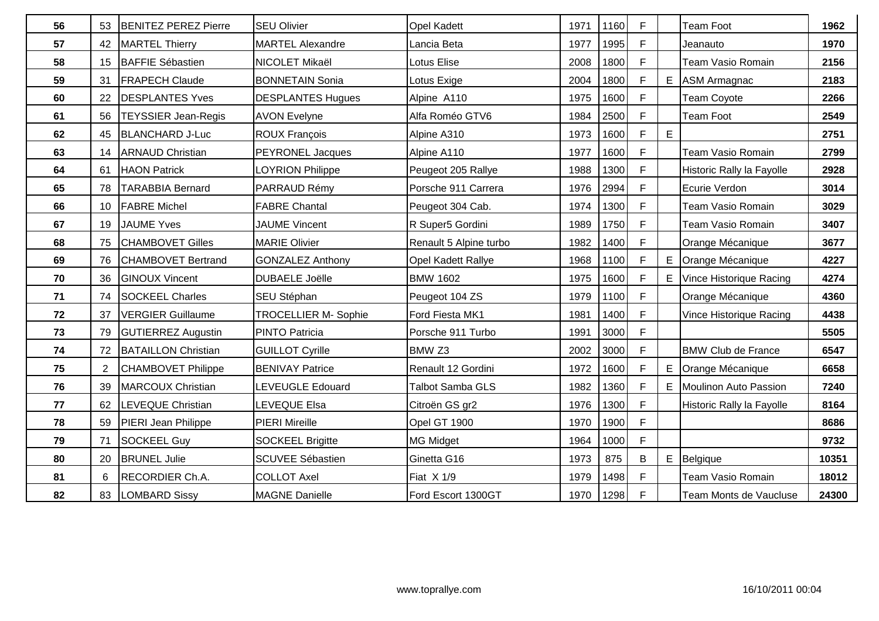| | | | | | | | | | | |
|---|---|---|---|---|---|---|---|---|---|---|
| **56** | 53 | BENITEZ PEREZ Pierre | SEU Olivier | Opel Kadett | 1971 | 1160 | F | | Team Foot | **1962** |
| **57** | 42 | MARTEL Thierry | MARTEL Alexandre | Lancia Beta | 1977 | 1995 | F | | Jeanauto | **1970** |
| **58** | 15 | BAFFIE Sébastien | NICOLET Mikaël | Lotus Elise | 2008 | 1800 | F | | Team Vasio Romain | **2156** |
| **59** | 31 | FRAPECH Claude | BONNETAIN Sonia | Lotus Exige | 2004 | 1800 | F | E | ASM Armagnac | **2183** |
| **60** | 22 | DESPLANTES Yves | DESPLANTES Hugues | Alpine A110 | 1975 | 1600 | F | | Team Coyote | **2266** |
| **61** | 56 | TEYSSIER Jean-Regis | AVON Evelyne | Alfa Roméo GTV6 | 1984 | 2500 | F | | Team Foot | **2549** |
| **62** | 45 | BLANCHARD J-Luc | ROUX François | Alpine A310 | 1973 | 1600 | F | E | | **2751** |
| **63** | 14 | ARNAUD Christian | PEYRONEL Jacques | Alpine A110 | 1977 | 1600 | F | | Team Vasio Romain | **2799** |
| **64** | 61 | HAON Patrick | LOYRION Philippe | Peugeot 205 Rallye | 1988 | 1300 | F | | Historic Rally la Fayolle | **2928** |
| **65** | 78 | TARABBIA Bernard | PARRAUD Rémy | Porsche 911 Carrera | 1976 | 2994 | F | | Ecurie Verdon | **3014** |
| **66** | 10 | FABRE Michel | FABRE Chantal | Peugeot 304 Cab. | 1974 | 1300 | F | | Team Vasio Romain | **3029** |
| **67** | 19 | JAUME Yves | JAUME Vincent | R Super5 Gordini | 1989 | 1750 | F | | Team Vasio Romain | **3407** |
| **68** | 75 | CHAMBOVET Gilles | MARIE Olivier | Renault 5 Alpine turbo | 1982 | 1400 | F | | Orange Mécanique | **3677** |
| **69** | 76 | CHAMBOVET Bertrand | GONZALEZ Anthony | Opel Kadett Rallye | 1968 | 1100 | F | E | Orange Mécanique | **4227** |
| **70** | 36 | GINOUX Vincent | DUBAELE Joëlle | BMW 1602 | 1975 | 1600 | F | E | Vince Historique Racing | **4274** |
| **71** | 74 | SOCKEEL Charles | SEU Stéphan | Peugeot 104 ZS | 1979 | 1100 | F | | Orange Mécanique | **4360** |
| **72** | 37 | VERGIER Guillaume | TROCELLIER M- Sophie | Ford Fiesta MK1 | 1981 | 1400 | F | | Vince Historique Racing | **4438** |
| **73** | 79 | GUTIERREZ Augustin | PINTO Patricia | Porsche 911 Turbo | 1991 | 3000 | F | | | **5505** |
| **74** | 72 | BATAILLON Christian | GUILLOT Cyrille | BMW Z3 | 2002 | 3000 | F | | BMW Club de France | **6547** |
| **75** | 2 | CHAMBOVET Philippe | BENIVAY Patrice | Renault 12 Gordini | 1972 | 1600 | F | E | Orange Mécanique | **6658** |
| **76** | 39 | MARCOUX Christian | LEVEUGLE Edouard | Talbot Samba GLS | 1982 | 1360 | F | E | Moulinon Auto Passion | **7240** |
| **77** | 62 | LEVEQUE Christian | LEVEQUE Elsa | Citroën GS gr2 | 1976 | 1300 | F | | Historic Rally la Fayolle | **8164** |
| **78** | 59 | PIERI Jean Philippe | PIERI Mireille | Opel GT 1900 | 1970 | 1900 | F | | | **8686** |
| **79** | 71 | SOCKEEL Guy | SOCKEEL Brigitte | MG Midget | 1964 | 1000 | F | | | **9732** |
| **80** | 20 | BRUNEL Julie | SCUVEE Sébastien | Ginetta G16 | 1973 | 875 | B | E | Belgique | **10351** |
| **81** | 6 | RECORDIER Ch.A. | COLLOT Axel | Fiat X 1/9 | 1979 | 1498 | F | | Team Vasio Romain | **18012** |
| **82** | 83 | LOMBARD Sissy | MAGNE Danielle | Ford Escort 1300GT | 1970 | 1298 | F | | Team Monts de Vaucluse | **24300** |

www.toprallye.com 16/10/2011 00:04